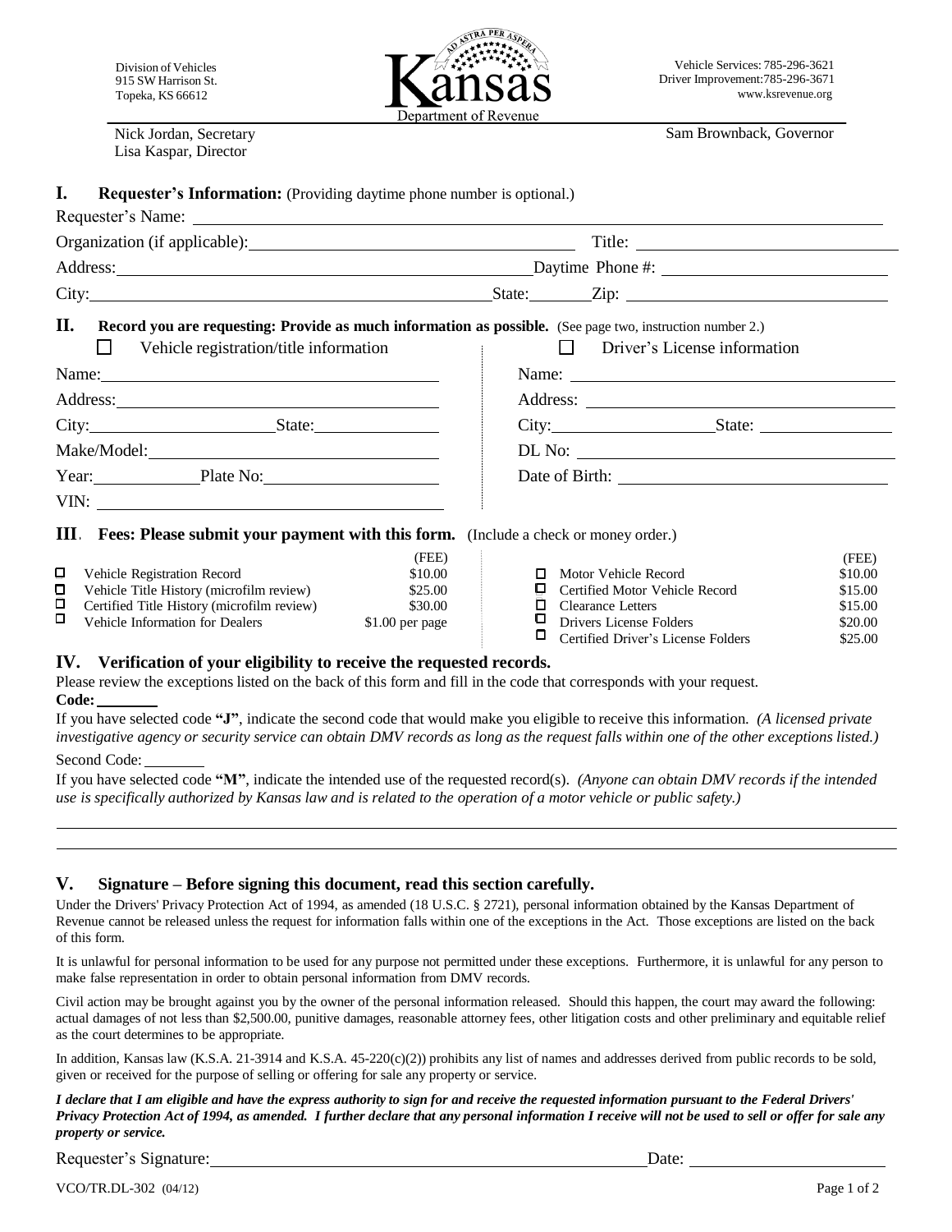Division of Vehicles
915 SW Harrison St.
Topeka, KS 66612

**Kansas**
Department of Revenue

Vehicle Services: 785-296-3621
Driver Improvement: 785-296-3671
www.ksrevenue.org

Nick Jordan, Secretary
Lisa Kaspar, Director

Sam Brownback, Governor

## I. Requester's Information: (Providing daytime phone number is optional.)

Requester's Name: ____________________

Organization (if applicable): ____________________ Title: ____________________

Address: ____________________ Daytime Phone #: ____________________

City: ____________________ State: ________ Zip: ____________________

## II. Record you are requesting: Provide as much information as possible. (See page two, instruction number 2.)

☐ Vehicle registration/title information

Name: ____________________

Address: ____________________

City: ____________________ State: ____________________

Make/Model: ____________________

Year: ________ Plate No: ____________________

VIN: ____________________

☐ Driver's License information

Name: ____________________

Address: ____________________

City: ____________________ State: ____________________

DL No: ____________________

Date of Birth: ____________________

## III. Fees: Please submit your payment with this form. (Include a check or money order.)

| | (FEE) |
|---|---|
| ☐ Vehicle Registration Record | \$10.00 |
| ☐ Vehicle Title History (microfilm review) | \$25.00 |
| ☐ Certified Title History (microfilm review) | \$30.00 |
| ☐ Vehicle Information for Dealers | \$1.00 per page |

| | (FEE) |
|---|---|
| ☐ Motor Vehicle Record | \$10.00 |
| ☐ Certified Motor Vehicle Record | \$15.00 |
| ☐ Clearance Letters | \$15.00 |
| ☐ Drivers License Folders | \$20.00 |
| ☐ Certified Driver's License Folders | \$25.00 |

## IV. Verification of your eligibility to receive the requested records.

Please review the exceptions listed on the back of this form and fill in the code that corresponds with your request.

**Code:** ________

If you have selected code **"J"**, indicate the second code that would make you eligible to receive this information. *(A licensed private investigative agency or security service can obtain DMV records as long as the request falls within one of the other exceptions listed.)*

Second Code: ________

If you have selected code **"M"**, indicate the intended use of the requested record(s). *(Anyone can obtain DMV records if the intended use is specifically authorized by Kansas law and is related to the operation of a motor vehicle or public safety.)*

____________________

____________________

## V. Signature – Before signing this document, read this section carefully.

Under the Drivers' Privacy Protection Act of 1994, as amended (18 U.S.C. § 2721), personal information obtained by the Kansas Department of Revenue cannot be released unless the request for information falls within one of the exceptions in the Act. Those exceptions are listed on the back of this form.

It is unlawful for personal information to be used for any purpose not permitted under these exceptions. Furthermore, it is unlawful for any person to make false representation in order to obtain personal information from DMV records.

Civil action may be brought against you by the owner of the personal information released. Should this happen, the court may award the following: actual damages of not less than \$2,500.00, punitive damages, reasonable attorney fees, other litigation costs and other preliminary and equitable relief as the court determines to be appropriate.

In addition, Kansas law (K.S.A. 21-3914 and K.S.A. 45-220(c)(2)) prohibits any list of names and addresses derived from public records to be sold, given or received for the purpose of selling or offering for sale any property or service.

***I declare that I am eligible and have the express authority to sign for and receive the requested information pursuant to the Federal Drivers' Privacy Protection Act of 1994, as amended. I further declare that any personal information I receive will not be used to sell or offer for sale any property or service.***

Requester's Signature: ____________________ Date: ____________________

VCO/TR.DL-302 (04/12)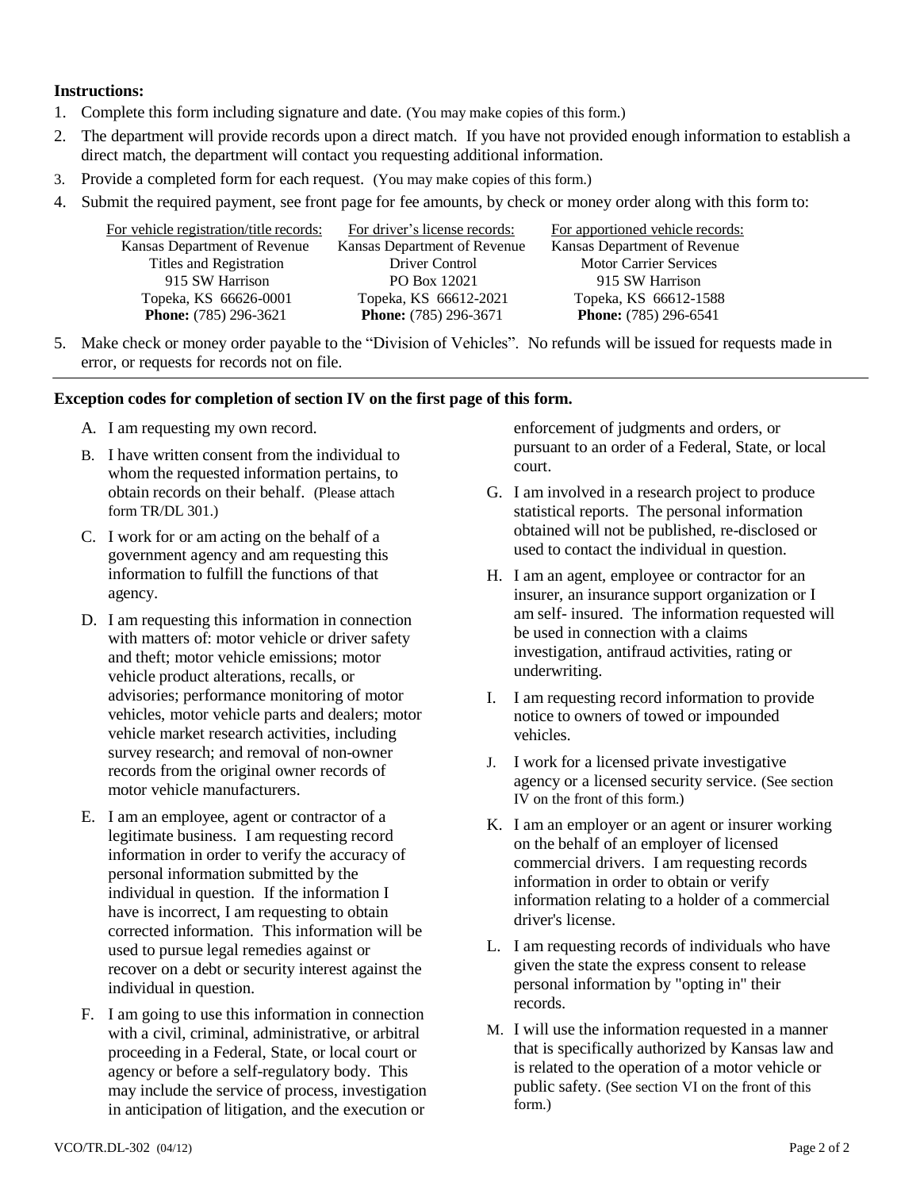**Instructions:**

1. Complete this form including signature and date. (You may make copies of this form.)
2. The department will provide records upon a direct match. If you have not provided enough information to establish a direct match, the department will contact you requesting additional information.
3. Provide a completed form for each request. (You may make copies of this form.)
4. Submit the required payment, see front page for fee amounts, by check or money order along with this form to:

| For vehicle registration/title records: | For driver's license records: | For apportioned vehicle records: |
|---|---|---|
| Kansas Department of Revenue | Kansas Department of Revenue | Kansas Department of Revenue |
| Titles and Registration | Driver Control | Motor Carrier Services |
| 915 SW Harrison | PO Box 12021 | 915 SW Harrison |
| Topeka, KS 66626-0001 | Topeka, KS 66612-2021 | Topeka, KS 66612-1588 |
| **Phone:** (785) 296-3621 | **Phone:** (785) 296-3671 | **Phone:** (785) 296-6541 |

5. Make check or money order payable to the "Division of Vehicles". No refunds will be issued for requests made in error, or requests for records not on file.

---

**Exception codes for completion of section IV on the first page of this form.**

A. I am requesting my own record.

B. I have written consent from the individual to whom the requested information pertains, to obtain records on their behalf. (Please attach form TR/DL 301.)

C. I work for or am acting on the behalf of a government agency and am requesting this information to fulfill the functions of that agency.

D. I am requesting this information in connection with matters of: motor vehicle or driver safety and theft; motor vehicle emissions; motor vehicle product alterations, recalls, or advisories; performance monitoring of motor vehicles, motor vehicle parts and dealers; motor vehicle market research activities, including survey research; and removal of non-owner records from the original owner records of motor vehicle manufacturers.

E. I am an employee, agent or contractor of a legitimate business. I am requesting record information in order to verify the accuracy of personal information submitted by the individual in question. If the information I have is incorrect, I am requesting to obtain corrected information. This information will be used to pursue legal remedies against or recover on a debt or security interest against the individual in question.

F. I am going to use this information in connection with a civil, criminal, administrative, or arbitral proceeding in a Federal, State, or local court or agency or before a self-regulatory body. This may include the service of process, investigation in anticipation of litigation, and the execution or enforcement of judgments and orders, or pursuant to an order of a Federal, State, or local court.

G. I am involved in a research project to produce statistical reports. The personal information obtained will not be published, re-disclosed or used to contact the individual in question.

H. I am an agent, employee or contractor for an insurer, an insurance support organization or I am self- insured. The information requested will be used in connection with a claims investigation, antifraud activities, rating or underwriting.

I. I am requesting record information to provide notice to owners of towed or impounded vehicles.

J. I work for a licensed private investigative agency or a licensed security service. (See section IV on the front of this form.)

K. I am an employer or an agent or insurer working on the behalf of an employer of licensed commercial drivers. I am requesting records information in order to obtain or verify information relating to a holder of a commercial driver's license.

L. I am requesting records of individuals who have given the state the express consent to release personal information by "opting in" their records.

M. I will use the information requested in a manner that is specifically authorized by Kansas law and is related to the operation of a motor vehicle or public safety. (See section VI on the front of this form.)

VCO/TR.DL-302 (04/12)